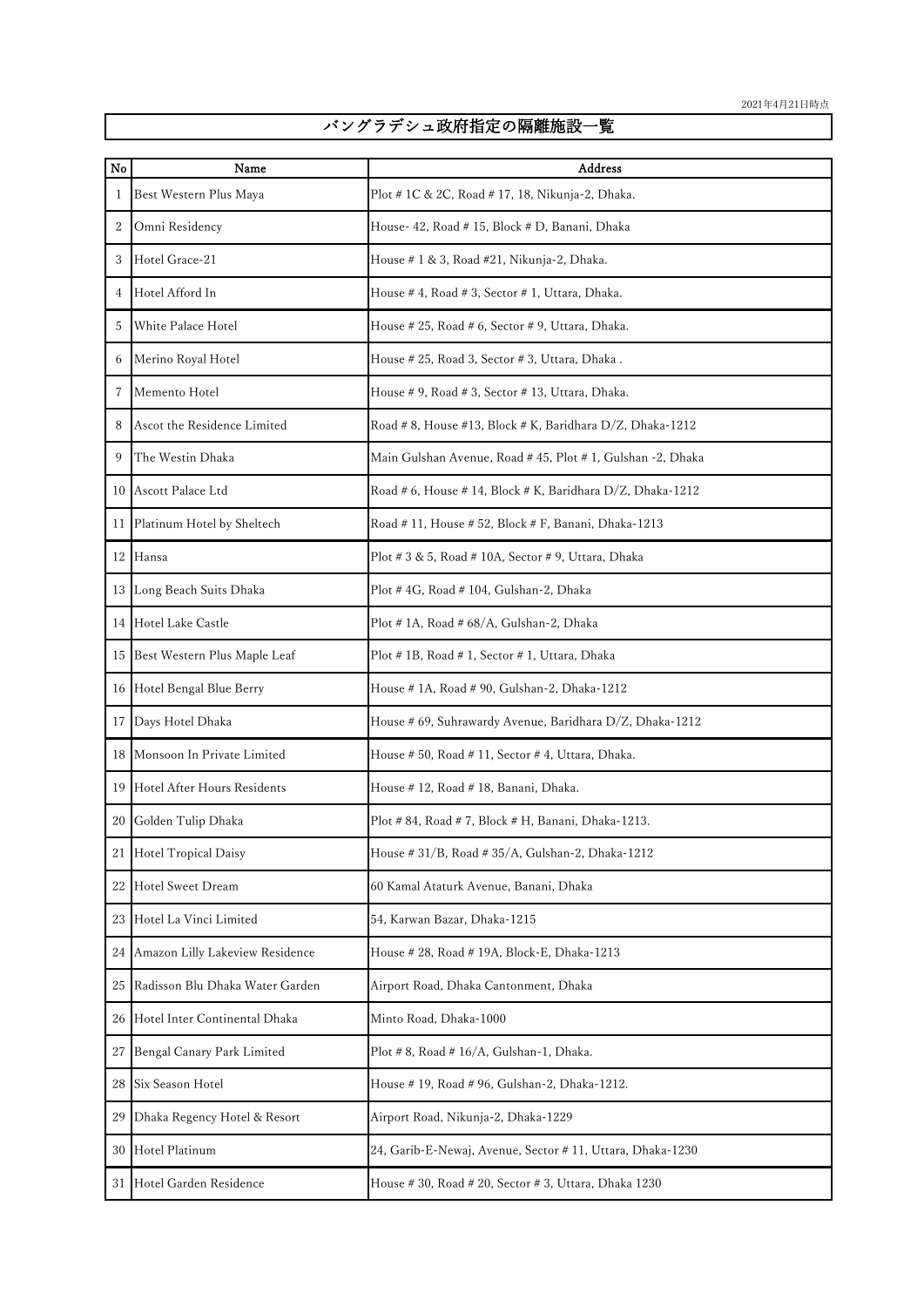2021年4月21日時点

# バングラデシュ政府指定の隔離施設一覧

| No | Name | Address |
|---|---|---|
| 1 | Best Western Plus Maya | Plot # 1C & 2C, Road # 17, 18, Nikunja-2, Dhaka. |
| 2 | Omni Residency | House- 42, Road # 15, Block # D, Banani, Dhaka |
| 3 | Hotel Grace-21 | House # 1 & 3, Road #21, Nikunja-2, Dhaka. |
| 4 | Hotel Afford In | House # 4, Road # 3, Sector # 1, Uttara, Dhaka. |
| 5 | White Palace Hotel | House # 25, Road # 6, Sector # 9, Uttara, Dhaka. |
| 6 | Merino Royal Hotel | House # 25, Road 3, Sector # 3, Uttara, Dhaka . |
| 7 | Memento Hotel | House # 9, Road # 3, Sector # 13, Uttara, Dhaka. |
| 8 | Ascot the Residence Limited | Road # 8, House #13, Block # K, Baridhara D/Z, Dhaka-1212 |
| 9 | The Westin Dhaka | Main Gulshan Avenue, Road # 45, Plot # 1, Gulshan -2, Dhaka |
| 10 | Ascott Palace Ltd | Road # 6, House # 14, Block # K, Baridhara D/Z, Dhaka-1212 |
| 11 | Platinum Hotel by Sheltech | Road # 11, House # 52, Block # F, Banani, Dhaka-1213 |
| 12 | Hansa | Plot # 3 & 5, Road # 10A, Sector # 9, Uttara, Dhaka |
| 13 | Long Beach Suits Dhaka | Plot # 4G, Road # 104, Gulshan-2, Dhaka |
| 14 | Hotel Lake Castle | Plot # 1A, Road # 68/A, Gulshan-2, Dhaka |
| 15 | Best Western Plus Maple Leaf | Plot # 1B, Road # 1, Sector # 1, Uttara, Dhaka |
| 16 | Hotel Bengal Blue Berry | House # 1A, Road # 90, Gulshan-2, Dhaka-1212 |
| 17 | Days Hotel Dhaka | House # 69, Suhrawardy Avenue, Baridhara D/Z, Dhaka-1212 |
| 18 | Monsoon In Private Limited | House # 50, Road # 11, Sector # 4, Uttara, Dhaka. |
| 19 | Hotel After Hours Residents | House # 12, Road # 18, Banani, Dhaka. |
| 20 | Golden Tulip Dhaka | Plot # 84, Road # 7, Block # H, Banani, Dhaka-1213. |
| 21 | Hotel Tropical Daisy | House # 31/B, Road # 35/A, Gulshan-2, Dhaka-1212 |
| 22 | Hotel Sweet Dream | 60 Kamal Ataturk Avenue, Banani, Dhaka |
| 23 | Hotel La Vinci Limited | 54, Karwan Bazar, Dhaka-1215 |
| 24 | Amazon Lilly Lakeview Residence | House # 28, Road # 19A, Block-E, Dhaka-1213 |
| 25 | Radisson Blu Dhaka Water Garden | Airport Road, Dhaka Cantonment, Dhaka |
| 26 | Hotel Inter Continental Dhaka | Minto Road, Dhaka-1000 |
| 27 | Bengal Canary Park Limited | Plot # 8, Road # 16/A, Gulshan-1, Dhaka. |
| 28 | Six Season Hotel | House # 19, Road # 96, Gulshan-2, Dhaka-1212. |
| 29 | Dhaka Regency Hotel & Resort | Airport Road, Nikunja-2, Dhaka-1229 |
| 30 | Hotel Platinum | 24, Garib-E-Newaj, Avenue, Sector # 11, Uttara, Dhaka-1230 |
| 31 | Hotel Garden Residence | House # 30, Road # 20, Sector # 3, Uttara, Dhaka 1230 |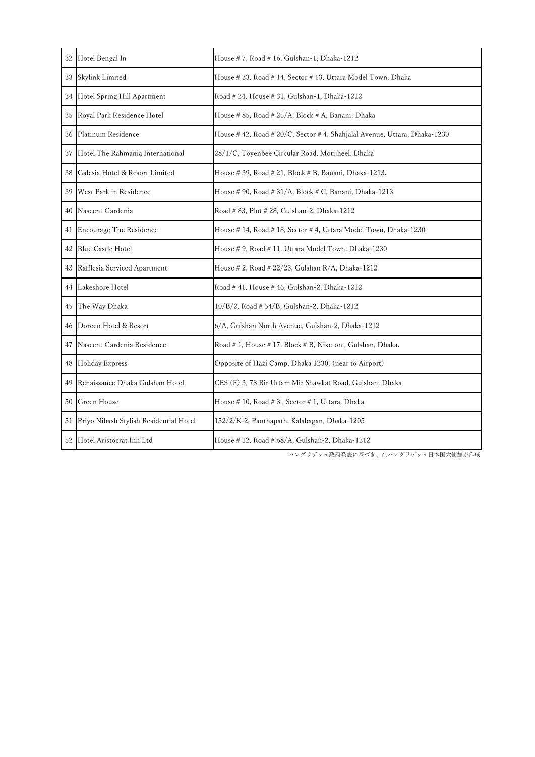| | | |
|---|---|---|
| 32 | Hotel Bengal In | House # 7, Road # 16, Gulshan-1, Dhaka-1212 |
| 33 | Skylink Limited | House # 33, Road # 14, Sector # 13, Uttara Model Town, Dhaka |
| 34 | Hotel Spring Hill Apartment | Road # 24, House # 31, Gulshan-1, Dhaka-1212 |
| 35 | Royal Park Residence Hotel | House # 85, Road # 25/A, Block # A, Banani, Dhaka |
| 36 | Platinum Residence | House # 42, Road # 20/C, Sector # 4, Shahjalal Avenue, Uttara, Dhaka-1230 |
| 37 | Hotel The Rahmania International | 28/1/C, Toyenbee Circular Road, Motijheel, Dhaka |
| 38 | Galesia Hotel & Resort Limited | House # 39, Road # 21, Block # B, Banani, Dhaka-1213. |
| 39 | West Park in Residence | House # 90, Road # 31/A, Block # C, Banani, Dhaka-1213. |
| 40 | Nascent Gardenia | Road # 83, Plot # 28, Gulshan-2, Dhaka-1212 |
| 41 | Encourage The Residence | House # 14, Road # 18, Sector # 4, Uttara Model Town, Dhaka-1230 |
| 42 | Blue Castle Hotel | House # 9, Road # 11, Uttara Model Town, Dhaka-1230 |
| 43 | Rafflesia Serviced Apartment | House # 2, Road # 22/23, Gulshan R/A, Dhaka-1212 |
| 44 | Lakeshore Hotel | Road # 41, House # 46, Gulshan-2, Dhaka-1212. |
| 45 | The Way Dhaka | 10/B/2, Road # 54/B, Gulshan-2, Dhaka-1212 |
| 46 | Doreen Hotel & Resort | 6/A, Gulshan North Avenue, Gulshan-2, Dhaka-1212 |
| 47 | Nascent Gardenia Residence | Road # 1, House # 17, Block # B, Niketon , Gulshan, Dhaka. |
| 48 | Holiday Express | Opposite of Hazi Camp, Dhaka 1230. (near to Airport) |
| 49 | Renaissance Dhaka Gulshan Hotel | CES (F) 3, 78 Bir Uttam Mir Shawkat Road, Gulshan, Dhaka |
| 50 | Green House | House # 10, Road # 3 , Sector # 1, Uttara, Dhaka |
| 51 | Priyo Nibash Stylish Residential Hotel | 152/2/K-2, Panthapath, Kalabagan, Dhaka-1205 |
| 52 | Hotel Aristocrat Inn Ltd | House # 12, Road # 68/A, Gulshan-2, Dhaka-1212 |

バングラデシュ政府発表に基づき、在バングラデシュ日本国大使館が作成